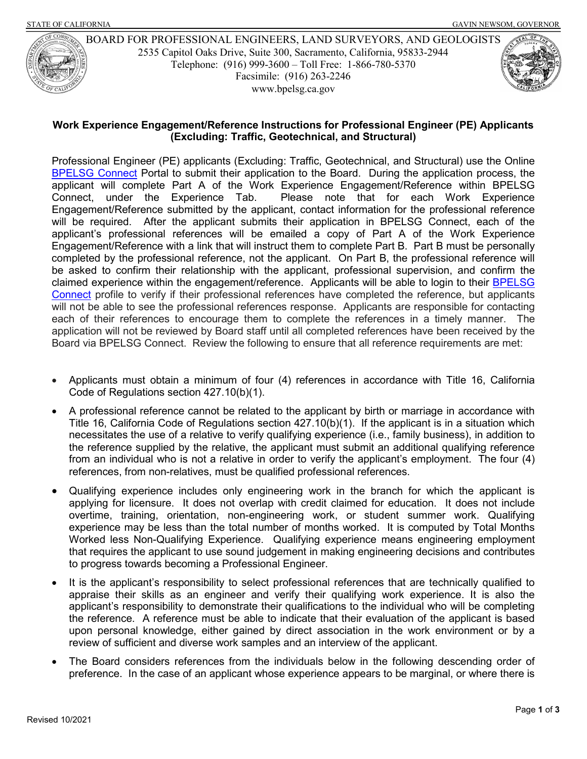STATE OF CALIFORNIA GAVIN NEWSOM, GOVERNOR

BOARD FOR PROFESSIONAL ENGINEERS, LAND SURVEYORS, AND GEOLOGISTS
2535 Capitol Oaks Drive, Suite 300, Sacramento, California, 95833-2944
Telephone: (916) 999-3600 – Toll Free: 1-866-780-5370
Facsimile: (916) 263-2246
www.bpelsg.ca.gov

**Work Experience Engagement/Reference Instructions for Professional Engineer (PE) Applicants (Excluding: Traffic, Geotechnical, and Structural)**

Professional Engineer (PE) applicants (Excluding: Traffic, Geotechnical, and Structural) use the Online BPELSG Connect Portal to submit their application to the Board. During the application process, the applicant will complete Part A of the Work Experience Engagement/Reference within BPELSG Connect, under the Experience Tab. Please note that for each Work Experience Engagement/Reference submitted by the applicant, contact information for the professional reference will be required. After the applicant submits their application in BPELSG Connect, each of the applicant's professional references will be emailed a copy of Part A of the Work Experience Engagement/Reference with a link that will instruct them to complete Part B. Part B must be personally completed by the professional reference, not the applicant. On Part B, the professional reference will be asked to confirm their relationship with the applicant, professional supervision, and confirm the claimed experience within the engagement/reference. Applicants will be able to login to their BPELSG Connect profile to verify if their professional references have completed the reference, but applicants will not be able to see the professional references response. Applicants are responsible for contacting each of their references to encourage them to complete the references in a timely manner. The application will not be reviewed by Board staff until all completed references have been received by the Board via BPELSG Connect. Review the following to ensure that all reference requirements are met:

- Applicants must obtain a minimum of four (4) references in accordance with Title 16, California Code of Regulations section 427.10(b)(1).
- A professional reference cannot be related to the applicant by birth or marriage in accordance with Title 16, California Code of Regulations section 427.10(b)(1). If the applicant is in a situation which necessitates the use of a relative to verify qualifying experience (i.e., family business), in addition to the reference supplied by the relative, the applicant must submit an additional qualifying reference from an individual who is not a relative in order to verify the applicant's employment. The four (4) references, from non-relatives, must be qualified professional references.
- Qualifying experience includes only engineering work in the branch for which the applicant is applying for licensure. It does not overlap with credit claimed for education. It does not include overtime, training, orientation, non-engineering work, or student summer work. Qualifying experience may be less than the total number of months worked. It is computed by Total Months Worked less Non-Qualifying Experience. Qualifying experience means engineering employment that requires the applicant to use sound judgement in making engineering decisions and contributes to progress towards becoming a Professional Engineer.
- It is the applicant's responsibility to select professional references that are technically qualified to appraise their skills as an engineer and verify their qualifying work experience. It is also the applicant's responsibility to demonstrate their qualifications to the individual who will be completing the reference. A reference must be able to indicate that their evaluation of the applicant is based upon personal knowledge, either gained by direct association in the work environment or by a review of sufficient and diverse work samples and an interview of the applicant.
- The Board considers references from the individuals below in the following descending order of preference. In the case of an applicant whose experience appears to be marginal, or where there is

Revised 10/2021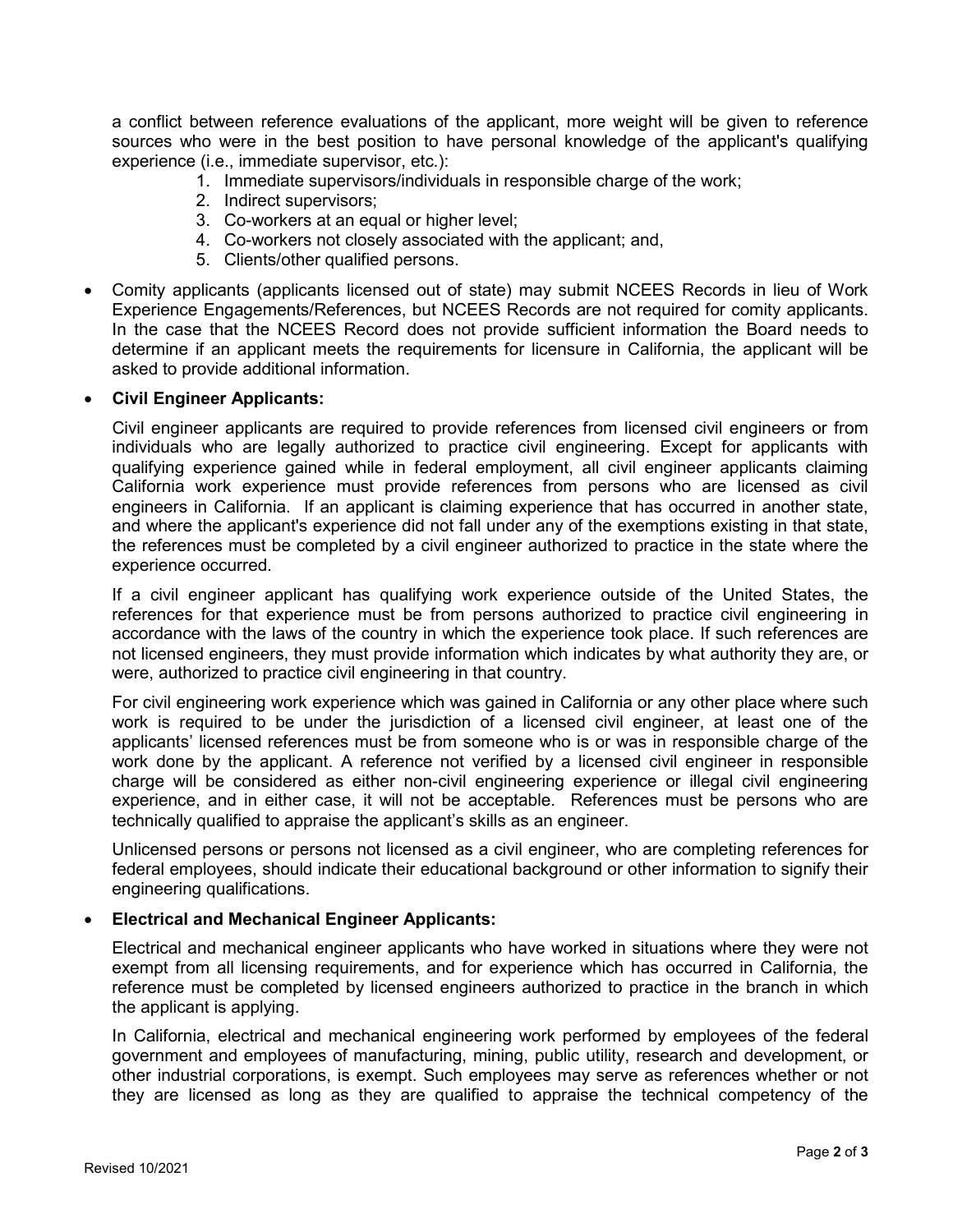a conflict between reference evaluations of the applicant, more weight will be given to reference sources who were in the best position to have personal knowledge of the applicant's qualifying experience (i.e., immediate supervisor, etc.):

1. Immediate supervisors/individuals in responsible charge of the work;
2. Indirect supervisors;
3. Co-workers at an equal or higher level;
4. Co-workers not closely associated with the applicant; and,
5. Clients/other qualified persons.

- Comity applicants (applicants licensed out of state) may submit NCEES Records in lieu of Work Experience Engagements/References, but NCEES Records are not required for comity applicants. In the case that the NCEES Record does not provide sufficient information the Board needs to determine if an applicant meets the requirements for licensure in California, the applicant will be asked to provide additional information.

- **Civil Engineer Applicants:**

  Civil engineer applicants are required to provide references from licensed civil engineers or from individuals who are legally authorized to practice civil engineering. Except for applicants with qualifying experience gained while in federal employment, all civil engineer applicants claiming California work experience must provide references from persons who are licensed as civil engineers in California. If an applicant is claiming experience that has occurred in another state, and where the applicant's experience did not fall under any of the exemptions existing in that state, the references must be completed by a civil engineer authorized to practice in the state where the experience occurred.

  If a civil engineer applicant has qualifying work experience outside of the United States, the references for that experience must be from persons authorized to practice civil engineering in accordance with the laws of the country in which the experience took place. If such references are not licensed engineers, they must provide information which indicates by what authority they are, or were, authorized to practice civil engineering in that country.

  For civil engineering work experience which was gained in California or any other place where such work is required to be under the jurisdiction of a licensed civil engineer, at least one of the applicants' licensed references must be from someone who is or was in responsible charge of the work done by the applicant. A reference not verified by a licensed civil engineer in responsible charge will be considered as either non-civil engineering experience or illegal civil engineering experience, and in either case, it will not be acceptable. References must be persons who are technically qualified to appraise the applicant's skills as an engineer.

  Unlicensed persons or persons not licensed as a civil engineer, who are completing references for federal employees, should indicate their educational background or other information to signify their engineering qualifications.

- **Electrical and Mechanical Engineer Applicants:**

  Electrical and mechanical engineer applicants who have worked in situations where they were not exempt from all licensing requirements, and for experience which has occurred in California, the reference must be completed by licensed engineers authorized to practice in the branch in which the applicant is applying.

  In California, electrical and mechanical engineering work performed by employees of the federal government and employees of manufacturing, mining, public utility, research and development, or other industrial corporations, is exempt. Such employees may serve as references whether or not they are licensed as long as they are qualified to appraise the technical competency of the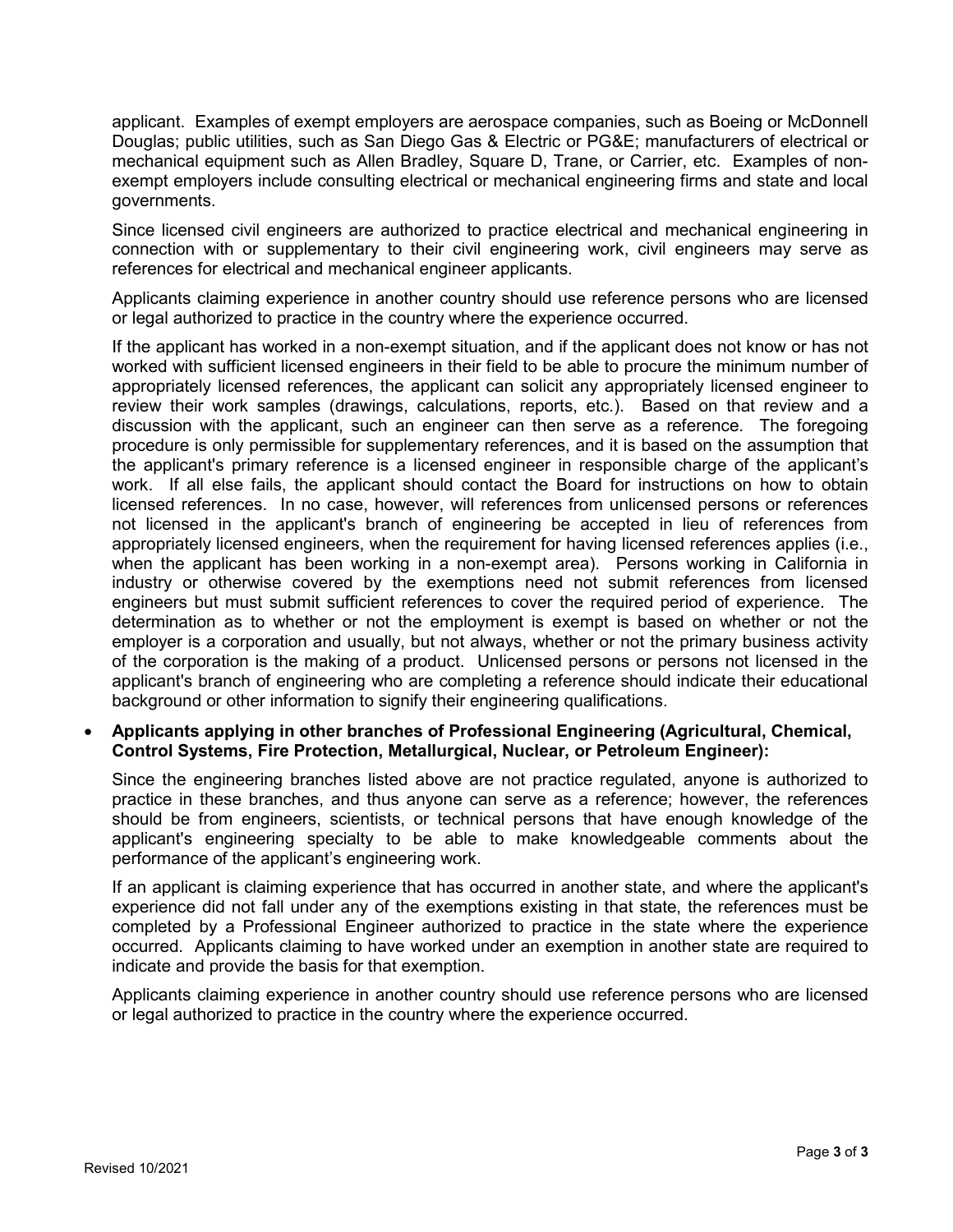applicant. Examples of exempt employers are aerospace companies, such as Boeing or McDonnell Douglas; public utilities, such as San Diego Gas & Electric or PG&E; manufacturers of electrical or mechanical equipment such as Allen Bradley, Square D, Trane, or Carrier, etc. Examples of non-exempt employers include consulting electrical or mechanical engineering firms and state and local governments.

Since licensed civil engineers are authorized to practice electrical and mechanical engineering in connection with or supplementary to their civil engineering work, civil engineers may serve as references for electrical and mechanical engineer applicants.

Applicants claiming experience in another country should use reference persons who are licensed or legal authorized to practice in the country where the experience occurred.

If the applicant has worked in a non-exempt situation, and if the applicant does not know or has not worked with sufficient licensed engineers in their field to be able to procure the minimum number of appropriately licensed references, the applicant can solicit any appropriately licensed engineer to review their work samples (drawings, calculations, reports, etc.). Based on that review and a discussion with the applicant, such an engineer can then serve as a reference. The foregoing procedure is only permissible for supplementary references, and it is based on the assumption that the applicant's primary reference is a licensed engineer in responsible charge of the applicant's work. If all else fails, the applicant should contact the Board for instructions on how to obtain licensed references. In no case, however, will references from unlicensed persons or references not licensed in the applicant's branch of engineering be accepted in lieu of references from appropriately licensed engineers, when the requirement for having licensed references applies (i.e., when the applicant has been working in a non-exempt area). Persons working in California in industry or otherwise covered by the exemptions need not submit references from licensed engineers but must submit sufficient references to cover the required period of experience. The determination as to whether or not the employment is exempt is based on whether or not the employer is a corporation and usually, but not always, whether or not the primary business activity of the corporation is the making of a product. Unlicensed persons or persons not licensed in the applicant's branch of engineering who are completing a reference should indicate their educational background or other information to signify their engineering qualifications.

- **Applicants applying in other branches of Professional Engineering (Agricultural, Chemical, Control Systems, Fire Protection, Metallurgical, Nuclear, or Petroleum Engineer):**

  Since the engineering branches listed above are not practice regulated, anyone is authorized to practice in these branches, and thus anyone can serve as a reference; however, the references should be from engineers, scientists, or technical persons that have enough knowledge of the applicant's engineering specialty to be able to make knowledgeable comments about the performance of the applicant's engineering work.

  If an applicant is claiming experience that has occurred in another state, and where the applicant's experience did not fall under any of the exemptions existing in that state, the references must be completed by a Professional Engineer authorized to practice in the state where the experience occurred. Applicants claiming to have worked under an exemption in another state are required to indicate and provide the basis for that exemption.

  Applicants claiming experience in another country should use reference persons who are licensed or legal authorized to practice in the country where the experience occurred.

Revised 10/2021